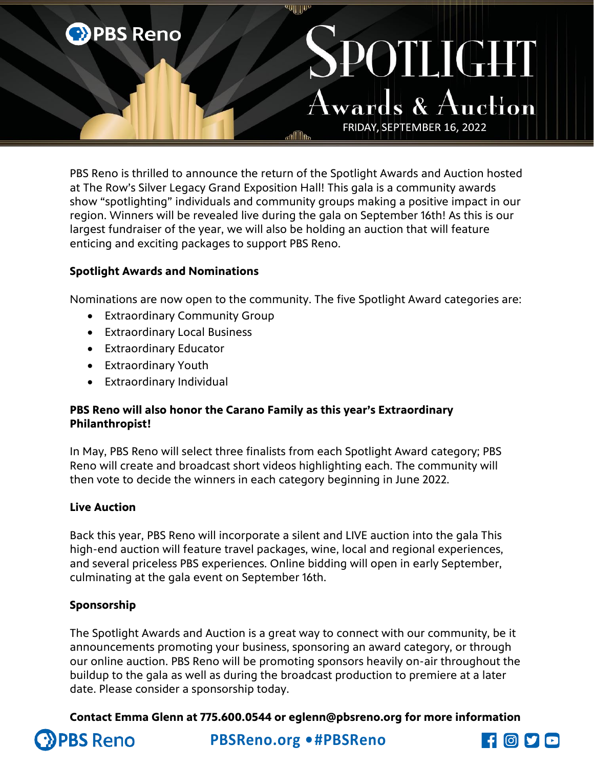PBS Reno

# Spotlight Awards & Auction

FRIDAY, SEPTEMBER 16, 2022

PBS Reno is thrilled to announce the return of the Spotlight Awards and Auction hosted at The Row's Silver Legacy Grand Exposition Hall! This gala is a community awards show "spotlighting" individuals and community groups making a positive impact in our region. Winners will be revealed live during the gala on September 16th! As this is our largest fundraiser of the year, we will also be holding an auction that will feature enticing and exciting packages to support PBS Reno.

**Spotlight Awards and Nominations**

Nominations are now open to the community. The five Spotlight Award categories are:

- Extraordinary Community Group
- Extraordinary Local Business
- Extraordinary Educator
- Extraordinary Youth
- Extraordinary Individual

**PBS Reno will also honor the Carano Family as this year's Extraordinary Philanthropist!**

In May, PBS Reno will select three finalists from each Spotlight Award category; PBS Reno will create and broadcast short videos highlighting each. The community will then vote to decide the winners in each category beginning in June 2022.

**Live Auction**

Back this year, PBS Reno will incorporate a silent and LIVE auction into the gala This high-end auction will feature travel packages, wine, local and regional experiences, and several priceless PBS experiences. Online bidding will open in early September, culminating at the gala event on September 16th.

**Sponsorship**

The Spotlight Awards and Auction is a great way to connect with our community, be it announcements promoting your business, sponsoring an award category, or through our online auction. PBS Reno will be promoting sponsors heavily on-air throughout the buildup to the gala as well as during the broadcast production to premiere at a later date. Please consider a sponsorship today.

**Contact Emma Glenn at 775.600.0544 or eglenn@pbsreno.org for more information**

PBS Reno PBSReno.org • #PBSReno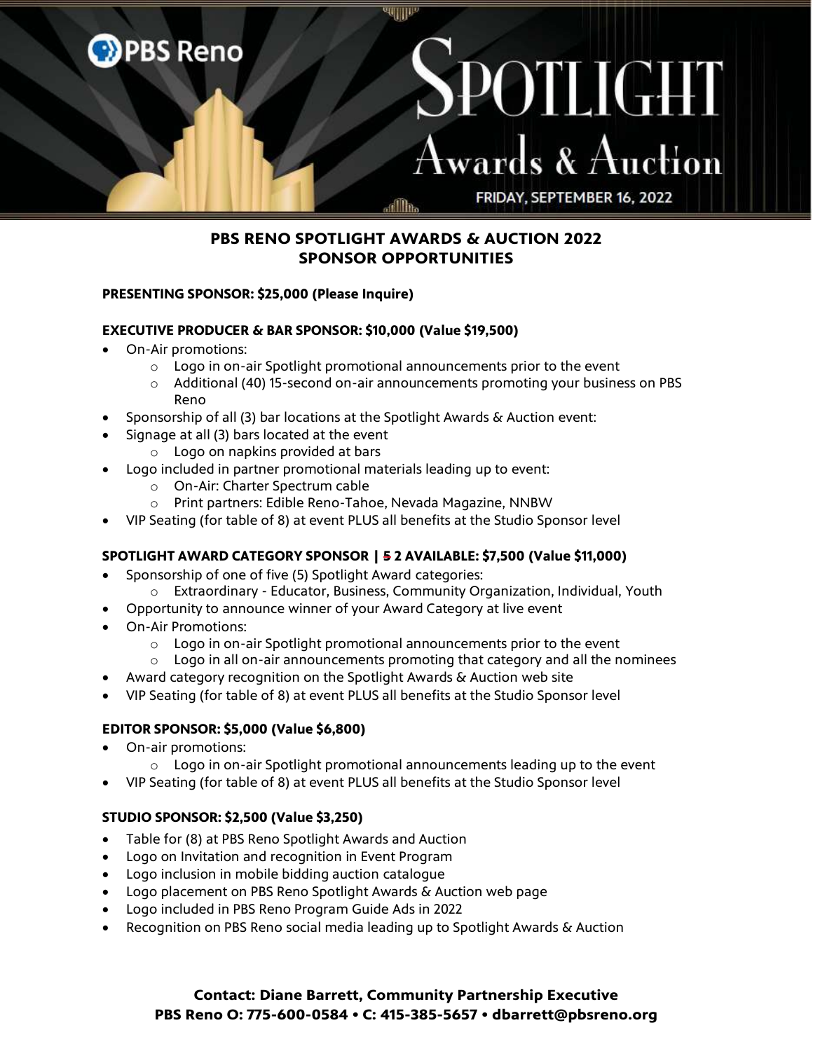PBS Reno

# Spotlight Awards & Auction

FRIDAY, SEPTEMBER 16, 2022

## PBS RENO SPOTLIGHT AWARDS & AUCTION 2022
## SPONSOR OPPORTUNITIES

**PRESENTING SPONSOR: $25,000 (Please Inquire)**

**EXECUTIVE PRODUCER & BAR SPONSOR: $10,000 (Value $19,500)**

- On-Air promotions:
  - Logo in on-air Spotlight promotional announcements prior to the event
  - Additional (40) 15-second on-air announcements promoting your business on PBS Reno
- Sponsorship of all (3) bar locations at the Spotlight Awards & Auction event:
- Signage at all (3) bars located at the event
  - Logo on napkins provided at bars
- Logo included in partner promotional materials leading up to event:
  - On-Air: Charter Spectrum cable
  - Print partners: Edible Reno-Tahoe, Nevada Magazine, NNBW
- VIP Seating (for table of 8) at event PLUS all benefits at the Studio Sponsor level

**SPOTLIGHT AWARD CATEGORY SPONSOR | ~~5~~ 2 AVAILABLE: $7,500 (Value $11,000)**

- Sponsorship of one of five (5) Spotlight Award categories:
  - Extraordinary - Educator, Business, Community Organization, Individual, Youth
- Opportunity to announce winner of your Award Category at live event
- On-Air Promotions:
  - Logo in on-air Spotlight promotional announcements prior to the event
  - Logo in all on-air announcements promoting that category and all the nominees
- Award category recognition on the Spotlight Awards & Auction web site
- VIP Seating (for table of 8) at event PLUS all benefits at the Studio Sponsor level

**EDITOR SPONSOR: $5,000 (Value $6,800)**

- On-air promotions:
  - Logo in on-air Spotlight promotional announcements leading up to the event
- VIP Seating (for table of 8) at event PLUS all benefits at the Studio Sponsor level

**STUDIO SPONSOR: $2,500 (Value $3,250)**

- Table for (8) at PBS Reno Spotlight Awards and Auction
- Logo on Invitation and recognition in Event Program
- Logo inclusion in mobile bidding auction catalogue
- Logo placement on PBS Reno Spotlight Awards & Auction web page
- Logo included in PBS Reno Program Guide Ads in 2022
- Recognition on PBS Reno social media leading up to Spotlight Awards & Auction

**Contact: Diane Barrett, Community Partnership Executive**
**PBS Reno O: 775-600-0584 • C: 415-385-5657 • dbarrett@pbsreno.org**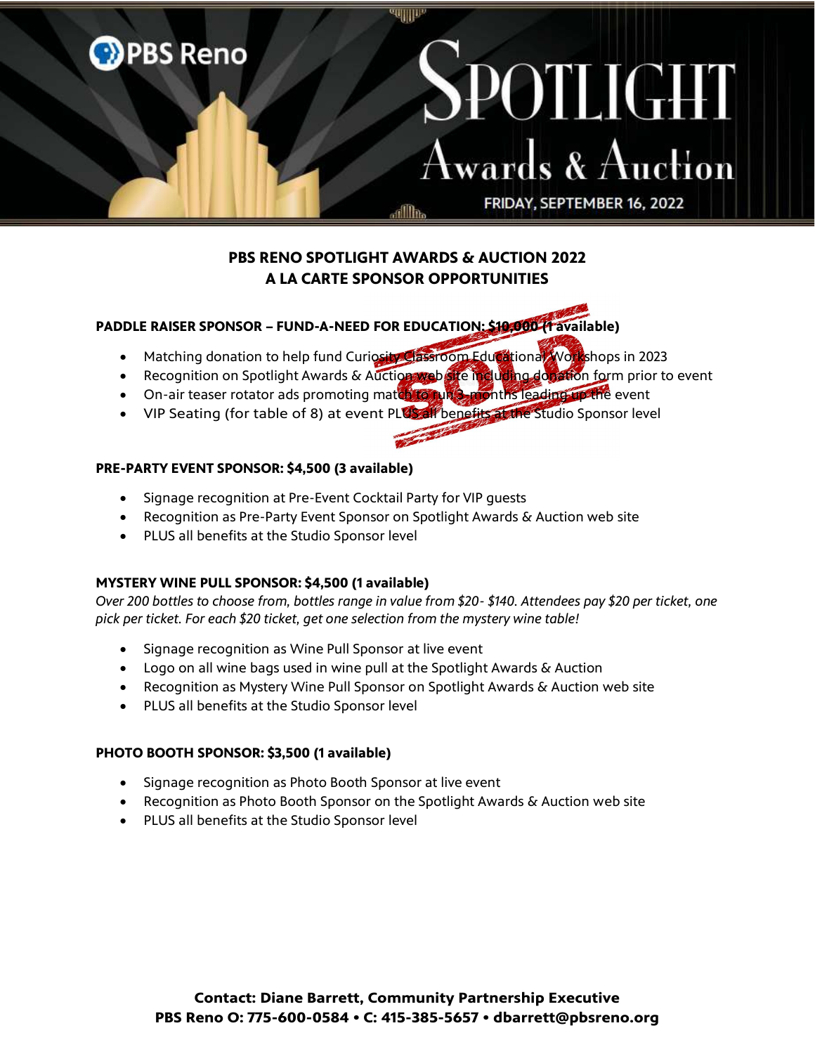PBS Reno

# Spotlight Awards & Auction

FRIDAY, SEPTEMBER 16, 2022

## PBS RENO SPOTLIGHT AWARDS & AUCTION 2022
## A LA CARTE SPONSOR OPPORTUNITIES

**PADDLE RAISER SPONSOR – FUND-A-NEED FOR EDUCATION: $10,000 (1 available)**

SOLD

- Matching donation to help fund Curiosity Classroom Educational Workshops in 2023
- Recognition on Spotlight Awards & Auction web site including donation form prior to event
- On-air teaser rotator ads promoting match to run 3-months leading up the event
- VIP Seating (for table of 8) at event PLUS all benefits at the Studio Sponsor level

**PRE-PARTY EVENT SPONSOR: $4,500 (3 available)**

- Signage recognition at Pre-Event Cocktail Party for VIP guests
- Recognition as Pre-Party Event Sponsor on Spotlight Awards & Auction web site
- PLUS all benefits at the Studio Sponsor level

**MYSTERY WINE PULL SPONSOR: $4,500 (1 available)**

*Over 200 bottles to choose from, bottles range in value from $20- $140. Attendees pay $20 per ticket, one pick per ticket. For each $20 ticket, get one selection from the mystery wine table!*

- Signage recognition as Wine Pull Sponsor at live event
- Logo on all wine bags used in wine pull at the Spotlight Awards & Auction
- Recognition as Mystery Wine Pull Sponsor on Spotlight Awards & Auction web site
- PLUS all benefits at the Studio Sponsor level

**PHOTO BOOTH SPONSOR: $3,500 (1 available)**

- Signage recognition as Photo Booth Sponsor at live event
- Recognition as Photo Booth Sponsor on the Spotlight Awards & Auction web site
- PLUS all benefits at the Studio Sponsor level

**Contact: Diane Barrett, Community Partnership Executive**
**PBS Reno O: 775-600-0584 • C: 415-385-5657 • dbarrett@pbsreno.org**